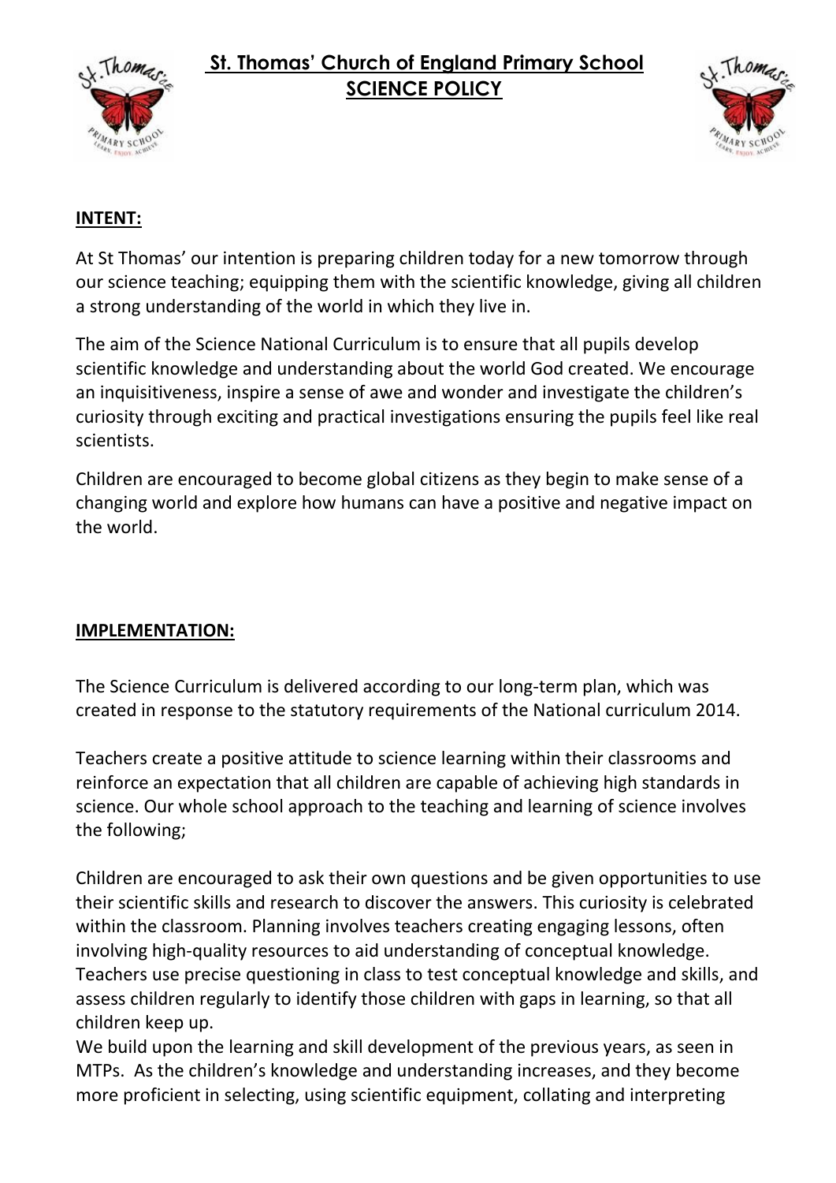# St. Thomas' Church of England Primary School
## SCIENCE POLICY

### INTENT:

At St Thomas' our intention is preparing children today for a new tomorrow through our science teaching; equipping them with the scientific knowledge, giving all children a strong understanding of the world in which they live in.

The aim of the Science National Curriculum is to ensure that all pupils develop scientific knowledge and understanding about the world God created. We encourage an inquisitiveness, inspire a sense of awe and wonder and investigate the children's curiosity through exciting and practical investigations ensuring the pupils feel like real scientists.

Children are encouraged to become global citizens as they begin to make sense of a changing world and explore how humans can have a positive and negative impact on the world.

### IMPLEMENTATION:

The Science Curriculum is delivered according to our long-term plan, which was created in response to the statutory requirements of the National curriculum 2014.

Teachers create a positive attitude to science learning within their classrooms and reinforce an expectation that all children are capable of achieving high standards in science. Our whole school approach to the teaching and learning of science involves the following;

Children are encouraged to ask their own questions and be given opportunities to use their scientific skills and research to discover the answers. This curiosity is celebrated within the classroom. Planning involves teachers creating engaging lessons, often involving high-quality resources to aid understanding of conceptual knowledge. Teachers use precise questioning in class to test conceptual knowledge and skills, and assess children regularly to identify those children with gaps in learning, so that all children keep up.

We build upon the learning and skill development of the previous years, as seen in MTPs. As the children's knowledge and understanding increases, and they become more proficient in selecting, using scientific equipment, collating and interpreting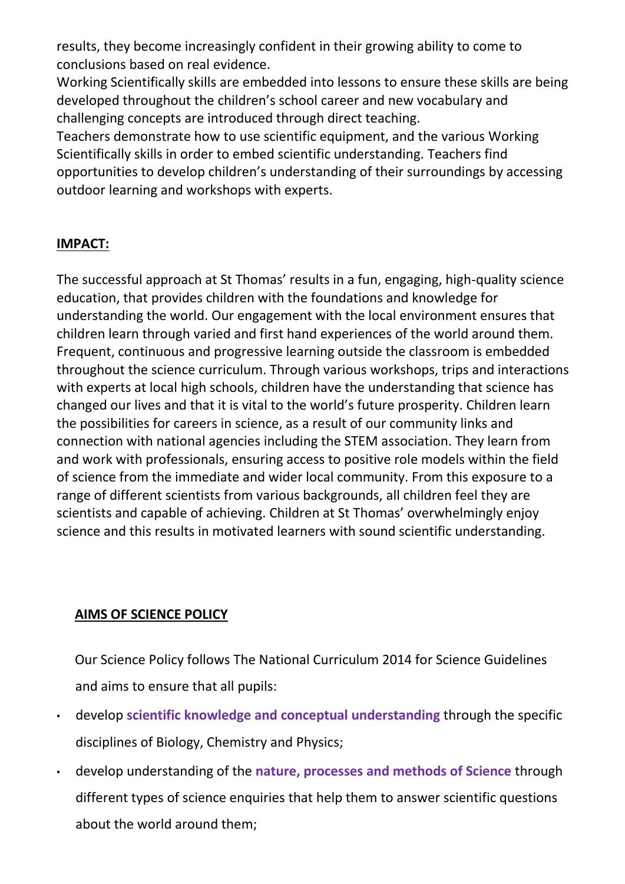results, they become increasingly confident in their growing ability to come to conclusions based on real evidence.

Working Scientifically skills are embedded into lessons to ensure these skills are being developed throughout the children's school career and new vocabulary and challenging concepts are introduced through direct teaching.

Teachers demonstrate how to use scientific equipment, and the various Working Scientifically skills in order to embed scientific understanding. Teachers find opportunities to develop children's understanding of their surroundings by accessing outdoor learning and workshops with experts.

## IMPACT:

The successful approach at St Thomas' results in a fun, engaging, high-quality science education, that provides children with the foundations and knowledge for understanding the world. Our engagement with the local environment ensures that children learn through varied and first hand experiences of the world around them. Frequent, continuous and progressive learning outside the classroom is embedded throughout the science curriculum. Through various workshops, trips and interactions with experts at local high schools, children have the understanding that science has changed our lives and that it is vital to the world's future prosperity. Children learn the possibilities for careers in science, as a result of our community links and connection with national agencies including the STEM association. They learn from and work with professionals, ensuring access to positive role models within the field of science from the immediate and wider local community. From this exposure to a range of different scientists from various backgrounds, all children feel they are scientists and capable of achieving. Children at St Thomas' overwhelmingly enjoy science and this results in motivated learners with sound scientific understanding.

## AIMS OF SCIENCE POLICY

Our Science Policy follows The National Curriculum 2014 for Science Guidelines and aims to ensure that all pupils:

- develop **scientific knowledge and conceptual understanding** through the specific disciplines of Biology, Chemistry and Physics;
- develop understanding of the **nature, processes and methods of Science** through different types of science enquiries that help them to answer scientific questions about the world around them;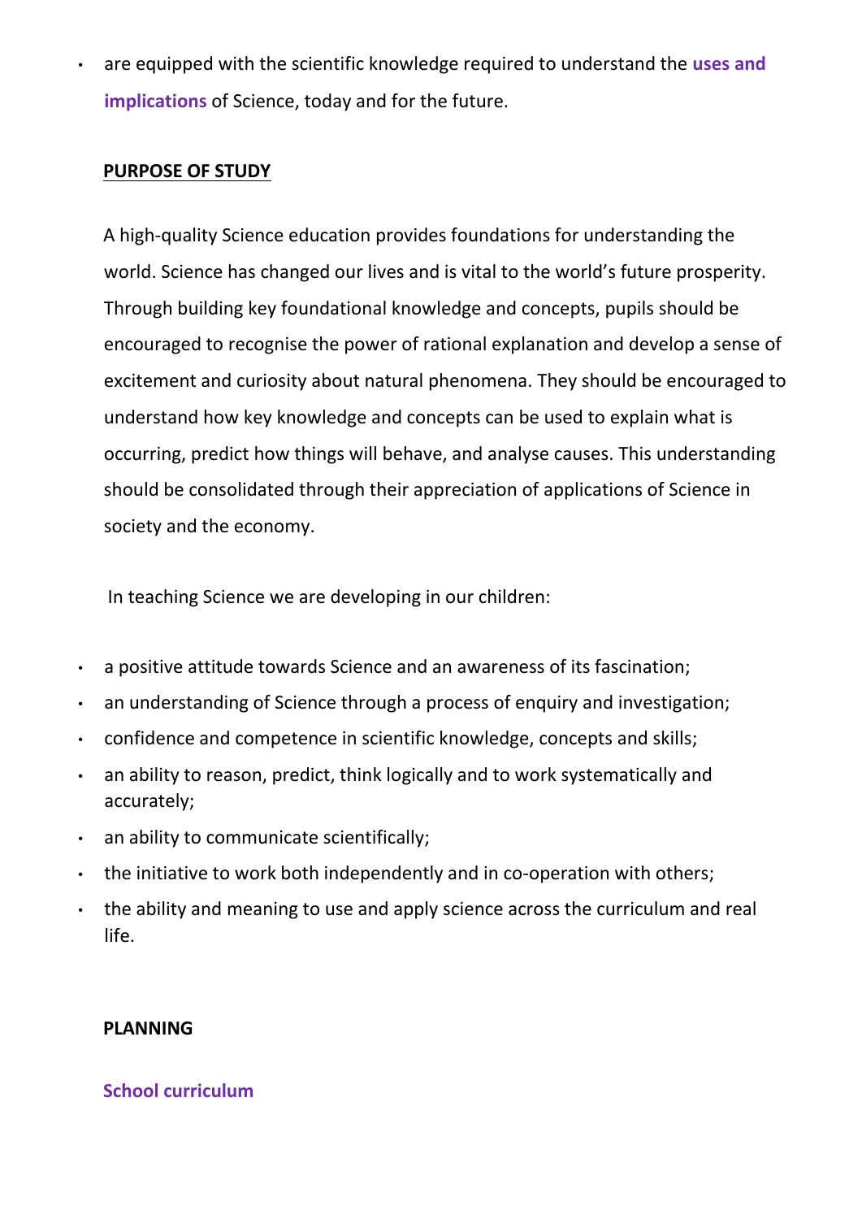- are equipped with the scientific knowledge required to understand the **uses and implications** of Science, today and for the future.

## PURPOSE OF STUDY

A high-quality Science education provides foundations for understanding the world. Science has changed our lives and is vital to the world's future prosperity. Through building key foundational knowledge and concepts, pupils should be encouraged to recognise the power of rational explanation and develop a sense of excitement and curiosity about natural phenomena. They should be encouraged to understand how key knowledge and concepts can be used to explain what is occurring, predict how things will behave, and analyse causes. This understanding should be consolidated through their appreciation of applications of Science in society and the economy.

In teaching Science we are developing in our children:

- a positive attitude towards Science and an awareness of its fascination;
- an understanding of Science through a process of enquiry and investigation;
- confidence and competence in scientific knowledge, concepts and skills;
- an ability to reason, predict, think logically and to work systematically and accurately;
- an ability to communicate scientifically;
- the initiative to work both independently and in co-operation with others;
- the ability and meaning to use and apply science across the curriculum and real life.

## PLANNING

### School curriculum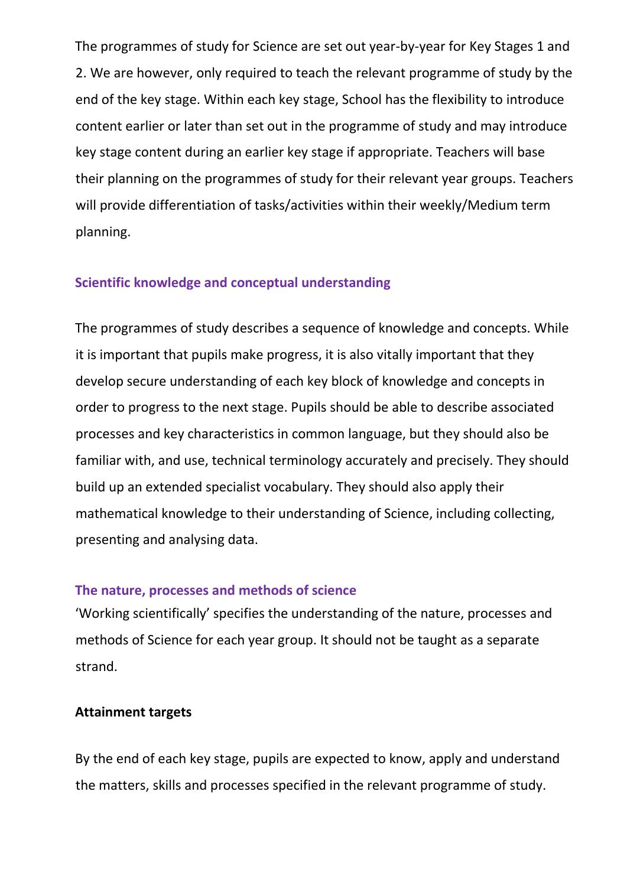The programmes of study for Science are set out year-by-year for Key Stages 1 and 2. We are however, only required to teach the relevant programme of study by the end of the key stage. Within each key stage, School has the flexibility to introduce content earlier or later than set out in the programme of study and may introduce key stage content during an earlier key stage if appropriate. Teachers will base their planning on the programmes of study for their relevant year groups. Teachers will provide differentiation of tasks/activities within their weekly/Medium term planning.

## Scientific knowledge and conceptual understanding

The programmes of study describes a sequence of knowledge and concepts. While it is important that pupils make progress, it is also vitally important that they develop secure understanding of each key block of knowledge and concepts in order to progress to the next stage. Pupils should be able to describe associated processes and key characteristics in common language, but they should also be familiar with, and use, technical terminology accurately and precisely. They should build up an extended specialist vocabulary. They should also apply their mathematical knowledge to their understanding of Science, including collecting, presenting and analysing data.

## The nature, processes and methods of science

'Working scientifically' specifies the understanding of the nature, processes and methods of Science for each year group. It should not be taught as a separate strand.

**Attainment targets**

By the end of each key stage, pupils are expected to know, apply and understand the matters, skills and processes specified in the relevant programme of study.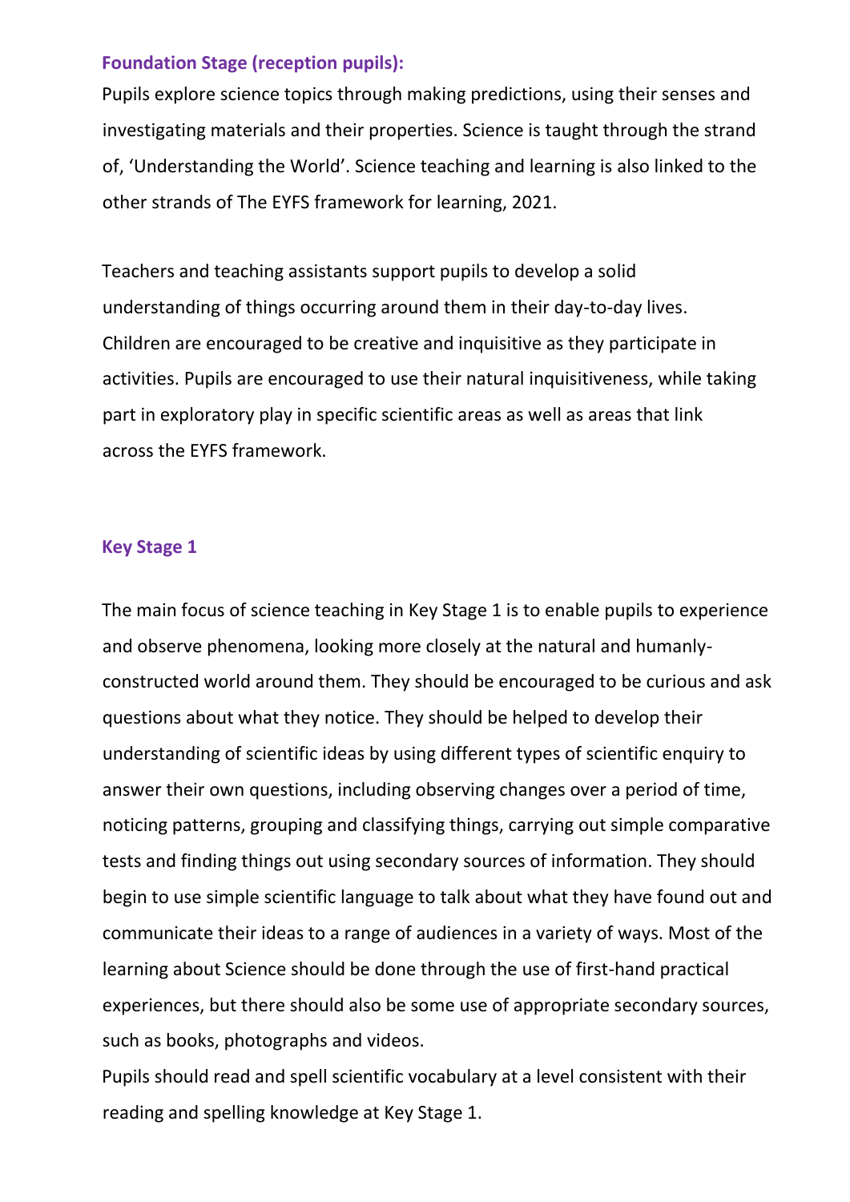### Foundation Stage (reception pupils):

Pupils explore science topics through making predictions, using their senses and investigating materials and their properties. Science is taught through the strand of, 'Understanding the World'. Science teaching and learning is also linked to the other strands of The EYFS framework for learning, 2021.

Teachers and teaching assistants support pupils to develop a solid understanding of things occurring around them in their day-to-day lives. Children are encouraged to be creative and inquisitive as they participate in activities. Pupils are encouraged to use their natural inquisitiveness, while taking part in exploratory play in specific scientific areas as well as areas that link across the EYFS framework.

### Key Stage 1

The main focus of science teaching in Key Stage 1 is to enable pupils to experience and observe phenomena, looking more closely at the natural and humanly-constructed world around them. They should be encouraged to be curious and ask questions about what they notice. They should be helped to develop their understanding of scientific ideas by using different types of scientific enquiry to answer their own questions, including observing changes over a period of time, noticing patterns, grouping and classifying things, carrying out simple comparative tests and finding things out using secondary sources of information. They should begin to use simple scientific language to talk about what they have found out and communicate their ideas to a range of audiences in a variety of ways. Most of the learning about Science should be done through the use of first-hand practical experiences, but there should also be some use of appropriate secondary sources, such as books, photographs and videos.

Pupils should read and spell scientific vocabulary at a level consistent with their reading and spelling knowledge at Key Stage 1.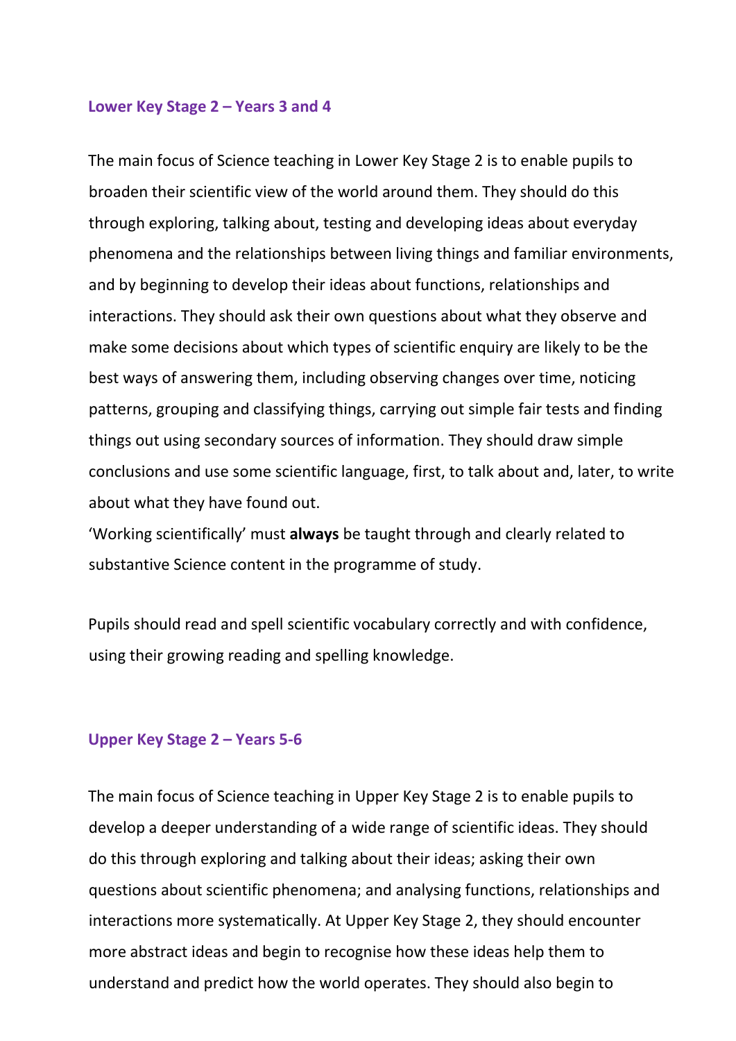### Lower Key Stage 2 – Years 3 and 4

The main focus of Science teaching in Lower Key Stage 2 is to enable pupils to broaden their scientific view of the world around them. They should do this through exploring, talking about, testing and developing ideas about everyday phenomena and the relationships between living things and familiar environments, and by beginning to develop their ideas about functions, relationships and interactions. They should ask their own questions about what they observe and make some decisions about which types of scientific enquiry are likely to be the best ways of answering them, including observing changes over time, noticing patterns, grouping and classifying things, carrying out simple fair tests and finding things out using secondary sources of information. They should draw simple conclusions and use some scientific language, first, to talk about and, later, to write about what they have found out.
'Working scientifically' must **always** be taught through and clearly related to substantive Science content in the programme of study.

Pupils should read and spell scientific vocabulary correctly and with confidence, using their growing reading and spelling knowledge.

### Upper Key Stage 2 – Years 5-6

The main focus of Science teaching in Upper Key Stage 2 is to enable pupils to develop a deeper understanding of a wide range of scientific ideas. They should do this through exploring and talking about their ideas; asking their own questions about scientific phenomena; and analysing functions, relationships and interactions more systematically. At Upper Key Stage 2, they should encounter more abstract ideas and begin to recognise how these ideas help them to understand and predict how the world operates. They should also begin to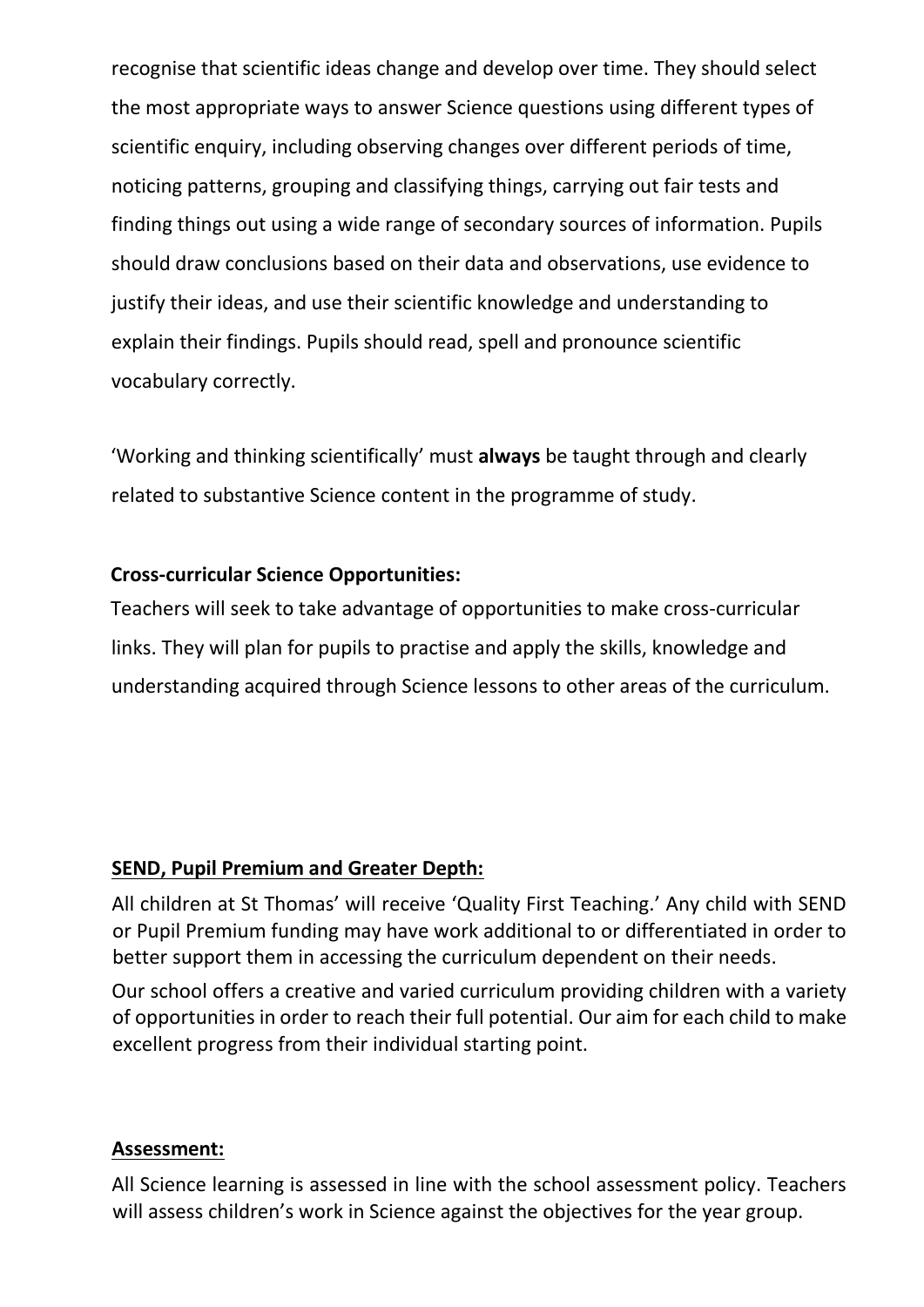recognise that scientific ideas change and develop over time. They should select the most appropriate ways to answer Science questions using different types of scientific enquiry, including observing changes over different periods of time, noticing patterns, grouping and classifying things, carrying out fair tests and finding things out using a wide range of secondary sources of information. Pupils should draw conclusions based on their data and observations, use evidence to justify their ideas, and use their scientific knowledge and understanding to explain their findings. Pupils should read, spell and pronounce scientific vocabulary correctly.

'Working and thinking scientifically' must **always** be taught through and clearly related to substantive Science content in the programme of study.

**Cross-curricular Science Opportunities:**

Teachers will seek to take advantage of opportunities to make cross-curricular links. They will plan for pupils to practise and apply the skills, knowledge and understanding acquired through Science lessons to other areas of the curriculum.

**SEND, Pupil Premium and Greater Depth:**

All children at St Thomas' will receive 'Quality First Teaching.' Any child with SEND or Pupil Premium funding may have work additional to or differentiated in order to better support them in accessing the curriculum dependent on their needs.

Our school offers a creative and varied curriculum providing children with a variety of opportunities in order to reach their full potential. Our aim for each child to make excellent progress from their individual starting point.

**Assessment:**

All Science learning is assessed in line with the school assessment policy. Teachers will assess children's work in Science against the objectives for the year group.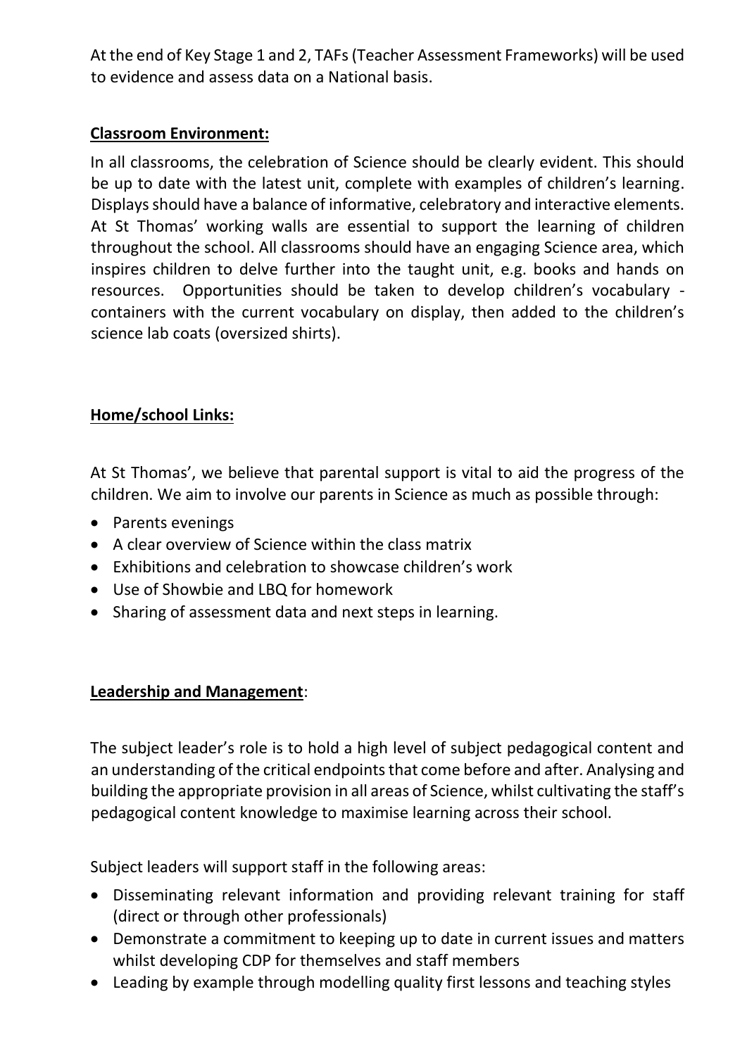At the end of Key Stage 1 and 2, TAFs (Teacher Assessment Frameworks) will be used to evidence and assess data on a National basis.

**Classroom Environment:**

In all classrooms, the celebration of Science should be clearly evident. This should be up to date with the latest unit, complete with examples of children's learning. Displays should have a balance of informative, celebratory and interactive elements. At St Thomas' working walls are essential to support the learning of children throughout the school. All classrooms should have an engaging Science area, which inspires children to delve further into the taught unit, e.g. books and hands on resources. Opportunities should be taken to develop children's vocabulary - containers with the current vocabulary on display, then added to the children's science lab coats (oversized shirts).

**Home/school Links:**

At St Thomas', we believe that parental support is vital to aid the progress of the children. We aim to involve our parents in Science as much as possible through:

- Parents evenings
- A clear overview of Science within the class matrix
- Exhibitions and celebration to showcase children's work
- Use of Showbie and LBQ for homework
- Sharing of assessment data and next steps in learning.

**Leadership and Management**:

The subject leader's role is to hold a high level of subject pedagogical content and an understanding of the critical endpoints that come before and after. Analysing and building the appropriate provision in all areas of Science, whilst cultivating the staff's pedagogical content knowledge to maximise learning across their school.

Subject leaders will support staff in the following areas:

- Disseminating relevant information and providing relevant training for staff (direct or through other professionals)
- Demonstrate a commitment to keeping up to date in current issues and matters whilst developing CDP for themselves and staff members
- Leading by example through modelling quality first lessons and teaching styles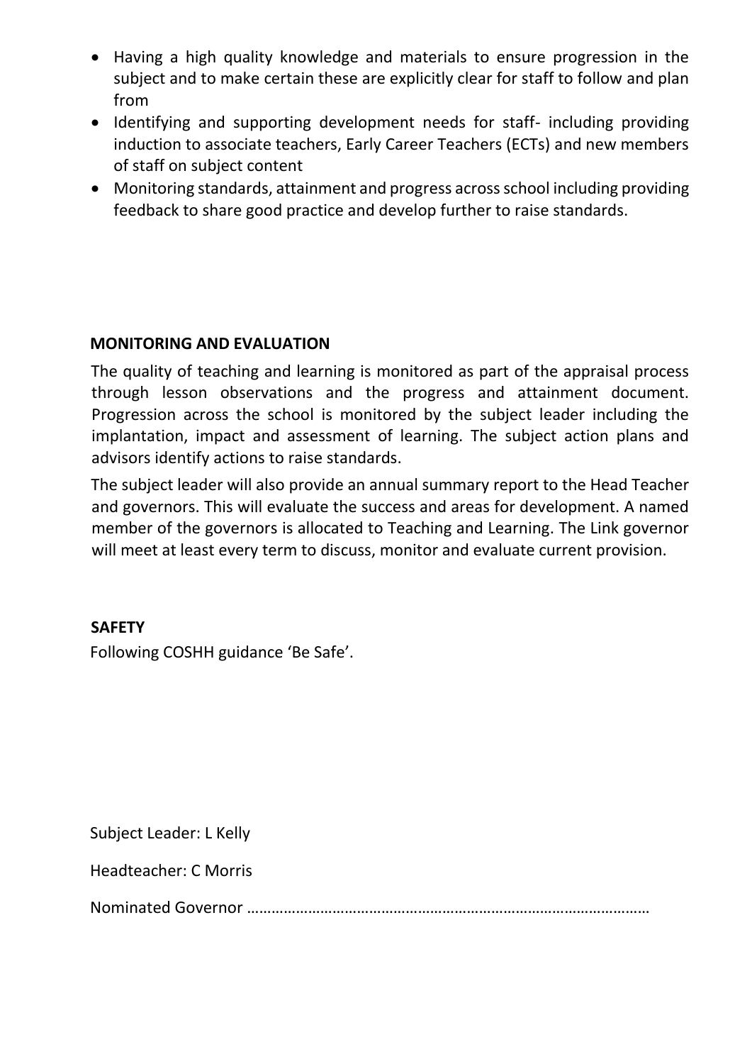- Having a high quality knowledge and materials to ensure progression in the subject and to make certain these are explicitly clear for staff to follow and plan from
- Identifying and supporting development needs for staff- including providing induction to associate teachers, Early Career Teachers (ECTs) and new members of staff on subject content
- Monitoring standards, attainment and progress across school including providing feedback to share good practice and develop further to raise standards.

**MONITORING AND EVALUATION**

The quality of teaching and learning is monitored as part of the appraisal process through lesson observations and the progress and attainment document. Progression across the school is monitored by the subject leader including the implantation, impact and assessment of learning. The subject action plans and advisors identify actions to raise standards.

The subject leader will also provide an annual summary report to the Head Teacher and governors. This will evaluate the success and areas for development. A named member of the governors is allocated to Teaching and Learning. The Link governor will meet at least every term to discuss, monitor and evaluate current provision.

**SAFETY**

Following COSHH guidance 'Be Safe'.

Subject Leader: L Kelly

Headteacher: C Morris

Nominated Governor ………………………………………………………………………………………